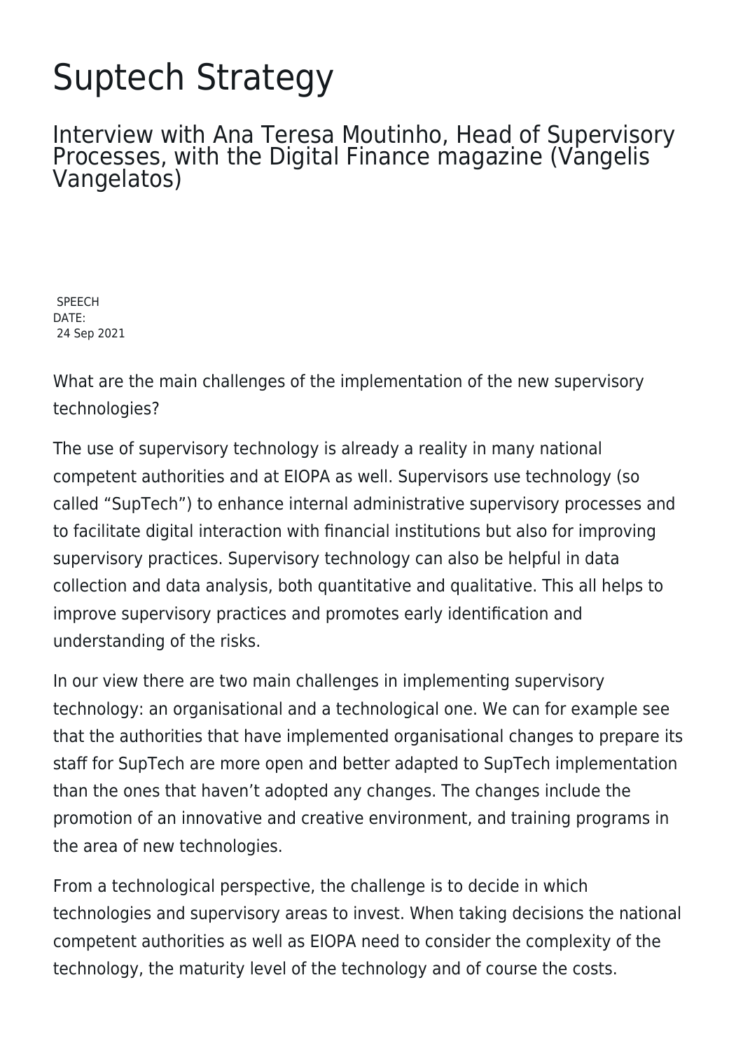# Suptech Strategy

## Interview with Ana Teresa Moutinho, Head of Supervisory Processes, with the Digital Finance magazine (Vangelis Vangelatos)

SPEECH
DATE:
24 Sep 2021

What are the main challenges of the implementation of the new supervisory technologies?

The use of supervisory technology is already a reality in many national competent authorities and at EIOPA as well. Supervisors use technology (so called "SupTech") to enhance internal administrative supervisory processes and to facilitate digital interaction with financial institutions but also for improving supervisory practices. Supervisory technology can also be helpful in data collection and data analysis, both quantitative and qualitative. This all helps to improve supervisory practices and promotes early identification and understanding of the risks.

In our view there are two main challenges in implementing supervisory technology: an organisational and a technological one. We can for example see that the authorities that have implemented organisational changes to prepare its staff for SupTech are more open and better adapted to SupTech implementation than the ones that haven't adopted any changes. The changes include the promotion of an innovative and creative environment, and training programs in the area of new technologies.

From a technological perspective, the challenge is to decide in which technologies and supervisory areas to invest. When taking decisions the national competent authorities as well as EIOPA need to consider the complexity of the technology, the maturity level of the technology and of course the costs.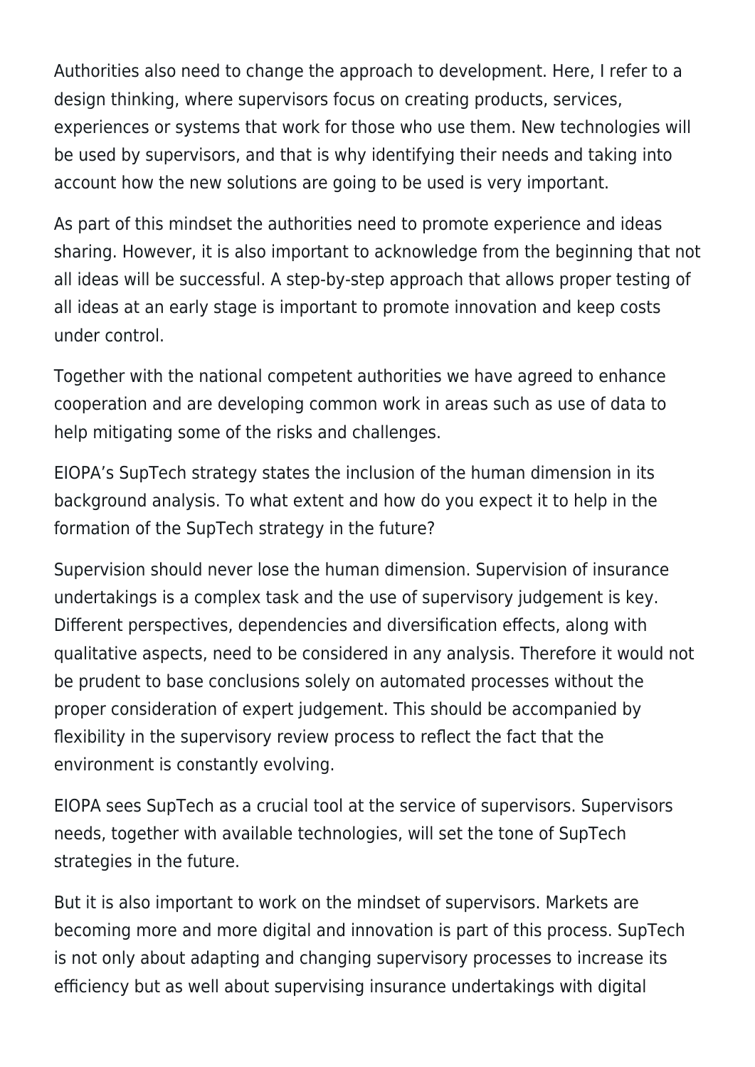Authorities also need to change the approach to development. Here, I refer to a design thinking, where supervisors focus on creating products, services, experiences or systems that work for those who use them. New technologies will be used by supervisors, and that is why identifying their needs and taking into account how the new solutions are going to be used is very important.

As part of this mindset the authorities need to promote experience and ideas sharing. However, it is also important to acknowledge from the beginning that not all ideas will be successful. A step-by-step approach that allows proper testing of all ideas at an early stage is important to promote innovation and keep costs under control.

Together with the national competent authorities we have agreed to enhance cooperation and are developing common work in areas such as use of data to help mitigating some of the risks and challenges.

EIOPA's SupTech strategy states the inclusion of the human dimension in its background analysis. To what extent and how do you expect it to help in the formation of the SupTech strategy in the future?

Supervision should never lose the human dimension. Supervision of insurance undertakings is a complex task and the use of supervisory judgement is key. Different perspectives, dependencies and diversification effects, along with qualitative aspects, need to be considered in any analysis. Therefore it would not be prudent to base conclusions solely on automated processes without the proper consideration of expert judgement. This should be accompanied by flexibility in the supervisory review process to reflect the fact that the environment is constantly evolving.

EIOPA sees SupTech as a crucial tool at the service of supervisors. Supervisors needs, together with available technologies, will set the tone of SupTech strategies in the future.

But it is also important to work on the mindset of supervisors. Markets are becoming more and more digital and innovation is part of this process. SupTech is not only about adapting and changing supervisory processes to increase its efficiency but as well about supervising insurance undertakings with digital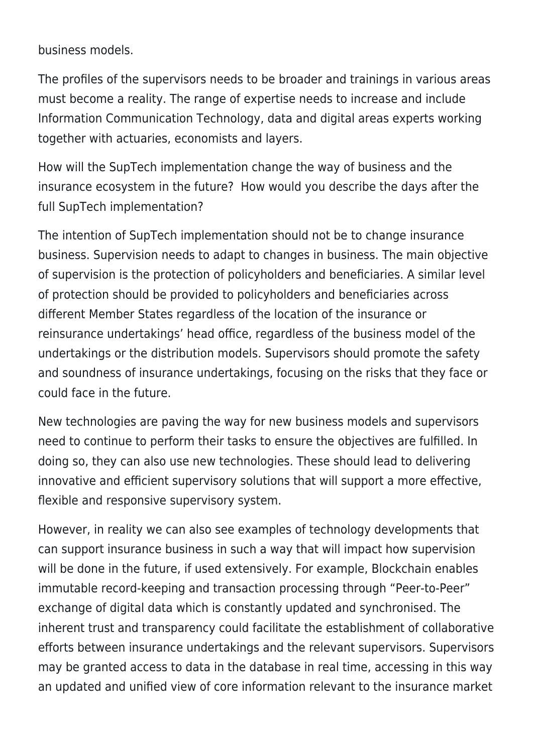business models.

The profiles of the supervisors needs to be broader and trainings in various areas must become a reality. The range of expertise needs to increase and include Information Communication Technology, data and digital areas experts working together with actuaries, economists and layers.

How will the SupTech implementation change the way of business and the insurance ecosystem in the future?  How would you describe the days after the full SupTech implementation?

The intention of SupTech implementation should not be to change insurance business. Supervision needs to adapt to changes in business. The main objective of supervision is the protection of policyholders and beneficiaries. A similar level of protection should be provided to policyholders and beneficiaries across different Member States regardless of the location of the insurance or reinsurance undertakings' head office, regardless of the business model of the undertakings or the distribution models. Supervisors should promote the safety and soundness of insurance undertakings, focusing on the risks that they face or could face in the future.

New technologies are paving the way for new business models and supervisors need to continue to perform their tasks to ensure the objectives are fulfilled. In doing so, they can also use new technologies. These should lead to delivering innovative and efficient supervisory solutions that will support a more effective, flexible and responsive supervisory system.

However, in reality we can also see examples of technology developments that can support insurance business in such a way that will impact how supervision will be done in the future, if used extensively. For example, Blockchain enables immutable record-keeping and transaction processing through "Peer-to-Peer" exchange of digital data which is constantly updated and synchronised. The inherent trust and transparency could facilitate the establishment of collaborative efforts between insurance undertakings and the relevant supervisors. Supervisors may be granted access to data in the database in real time, accessing in this way an updated and unified view of core information relevant to the insurance market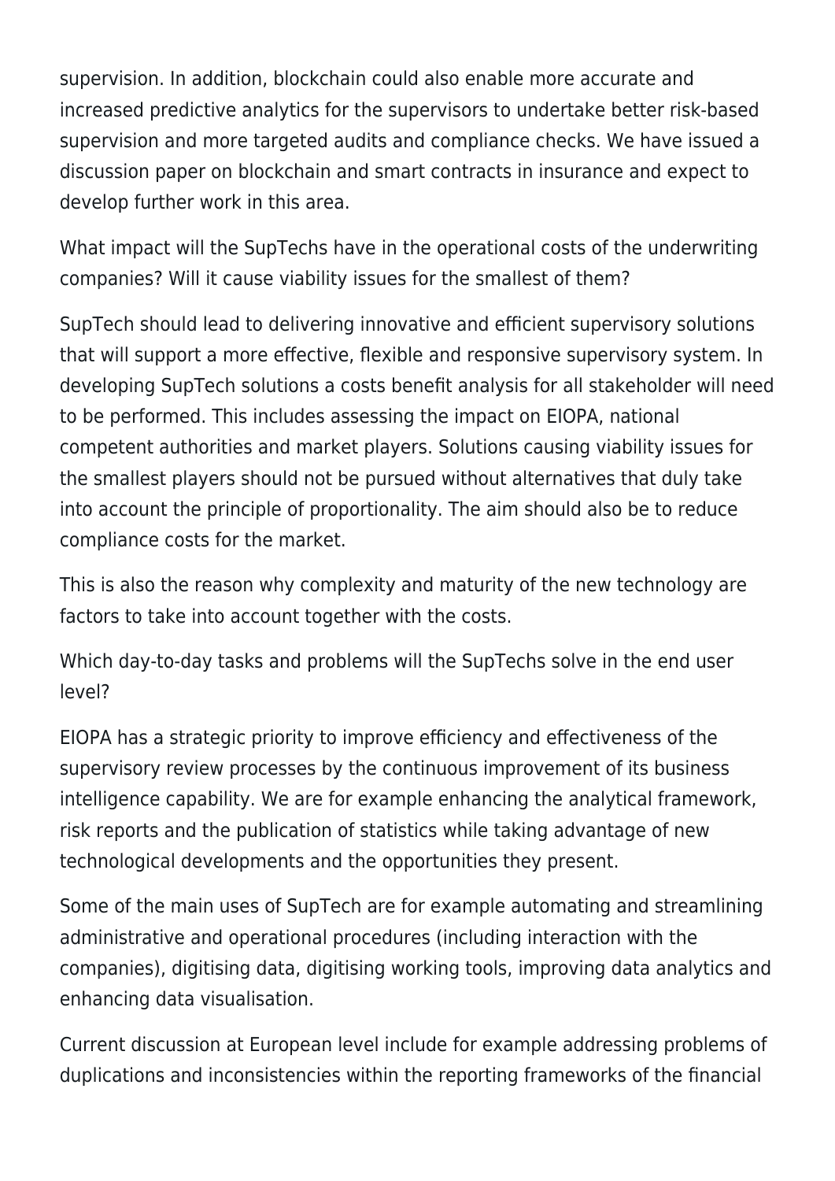supervision. In addition, blockchain could also enable more accurate and increased predictive analytics for the supervisors to undertake better risk-based supervision and more targeted audits and compliance checks. We have issued a discussion paper on blockchain and smart contracts in insurance and expect to develop further work in this area.

What impact will the SupTechs have in the operational costs of the underwriting companies? Will it cause viability issues for the smallest of them?

SupTech should lead to delivering innovative and efficient supervisory solutions that will support a more effective, flexible and responsive supervisory system. In developing SupTech solutions a costs benefit analysis for all stakeholder will need to be performed. This includes assessing the impact on EIOPA, national competent authorities and market players. Solutions causing viability issues for the smallest players should not be pursued without alternatives that duly take into account the principle of proportionality. The aim should also be to reduce compliance costs for the market.

This is also the reason why complexity and maturity of the new technology are factors to take into account together with the costs.

Which day-to-day tasks and problems will the SupTechs solve in the end user level?

EIOPA has a strategic priority to improve efficiency and effectiveness of the supervisory review processes by the continuous improvement of its business intelligence capability. We are for example enhancing the analytical framework, risk reports and the publication of statistics while taking advantage of new technological developments and the opportunities they present.

Some of the main uses of SupTech are for example automating and streamlining administrative and operational procedures (including interaction with the companies), digitising data, digitising working tools, improving data analytics and enhancing data visualisation.

Current discussion at European level include for example addressing problems of duplications and inconsistencies within the reporting frameworks of the financial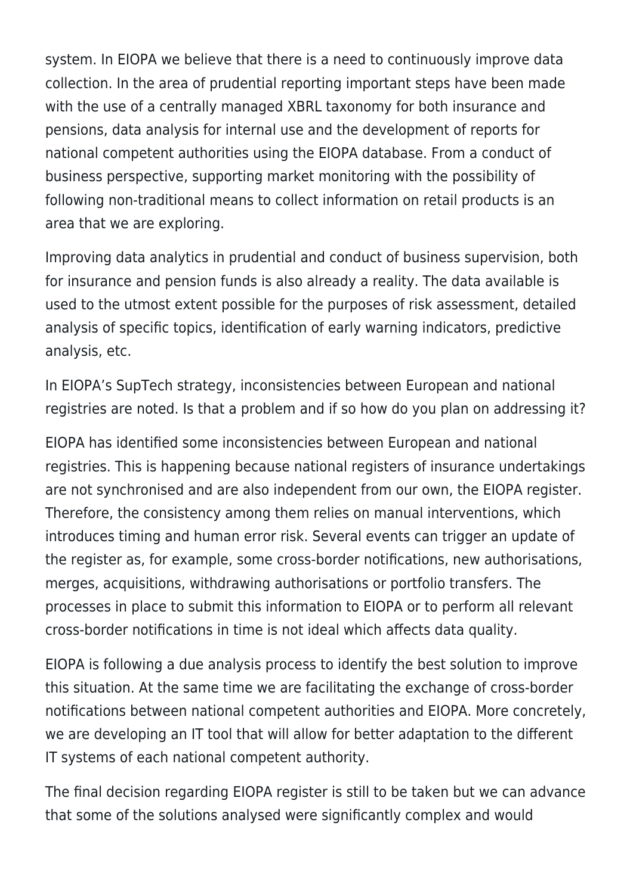system. In EIOPA we believe that there is a need to continuously improve data collection. In the area of prudential reporting important steps have been made with the use of a centrally managed XBRL taxonomy for both insurance and pensions, data analysis for internal use and the development of reports for national competent authorities using the EIOPA database. From a conduct of business perspective, supporting market monitoring with the possibility of following non-traditional means to collect information on retail products is an area that we are exploring.

Improving data analytics in prudential and conduct of business supervision, both for insurance and pension funds is also already a reality. The data available is used to the utmost extent possible for the purposes of risk assessment, detailed analysis of specific topics, identification of early warning indicators, predictive analysis, etc.

In EIOPA's SupTech strategy, inconsistencies between European and national registries are noted. Is that a problem and if so how do you plan on addressing it?

EIOPA has identified some inconsistencies between European and national registries. This is happening because national registers of insurance undertakings are not synchronised and are also independent from our own, the EIOPA register. Therefore, the consistency among them relies on manual interventions, which introduces timing and human error risk. Several events can trigger an update of the register as, for example, some cross-border notifications, new authorisations, merges, acquisitions, withdrawing authorisations or portfolio transfers. The processes in place to submit this information to EIOPA or to perform all relevant cross-border notifications in time is not ideal which affects data quality.

EIOPA is following a due analysis process to identify the best solution to improve this situation. At the same time we are facilitating the exchange of cross-border notifications between national competent authorities and EIOPA. More concretely, we are developing an IT tool that will allow for better adaptation to the different IT systems of each national competent authority.

The final decision regarding EIOPA register is still to be taken but we can advance that some of the solutions analysed were significantly complex and would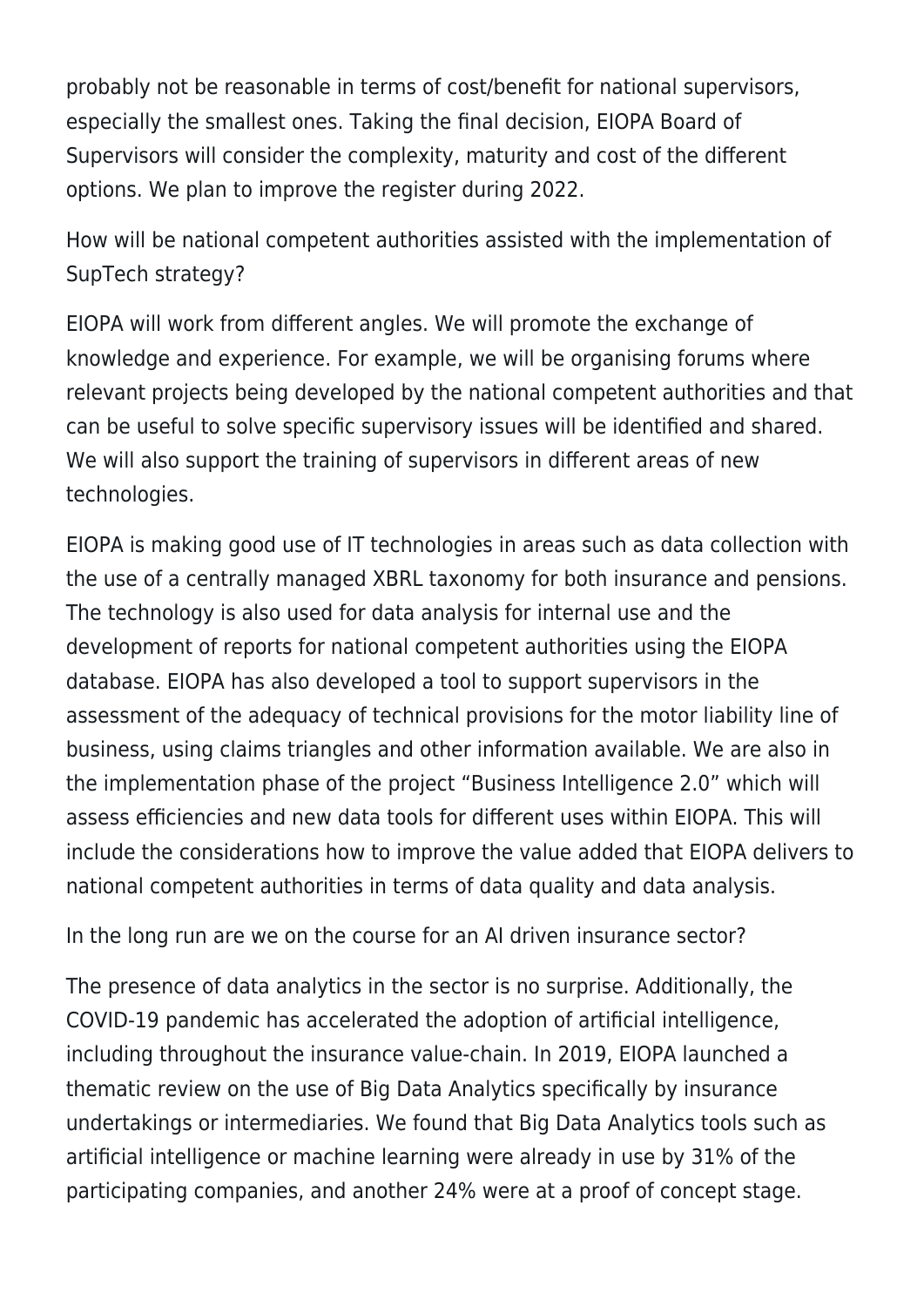probably not be reasonable in terms of cost/benefit for national supervisors, especially the smallest ones. Taking the final decision, EIOPA Board of Supervisors will consider the complexity, maturity and cost of the different options. We plan to improve the register during 2022.

How will be national competent authorities assisted with the implementation of SupTech strategy?

EIOPA will work from different angles. We will promote the exchange of knowledge and experience. For example, we will be organising forums where relevant projects being developed by the national competent authorities and that can be useful to solve specific supervisory issues will be identified and shared. We will also support the training of supervisors in different areas of new technologies.

EIOPA is making good use of IT technologies in areas such as data collection with the use of a centrally managed XBRL taxonomy for both insurance and pensions. The technology is also used for data analysis for internal use and the development of reports for national competent authorities using the EIOPA database. EIOPA has also developed a tool to support supervisors in the assessment of the adequacy of technical provisions for the motor liability line of business, using claims triangles and other information available. We are also in the implementation phase of the project "Business Intelligence 2.0" which will assess efficiencies and new data tools for different uses within EIOPA. This will include the considerations how to improve the value added that EIOPA delivers to national competent authorities in terms of data quality and data analysis.

In the long run are we on the course for an AI driven insurance sector?

The presence of data analytics in the sector is no surprise. Additionally, the COVID-19 pandemic has accelerated the adoption of artificial intelligence, including throughout the insurance value-chain. In 2019, EIOPA launched a thematic review on the use of Big Data Analytics specifically by insurance undertakings or intermediaries. We found that Big Data Analytics tools such as artificial intelligence or machine learning were already in use by 31% of the participating companies, and another 24% were at a proof of concept stage.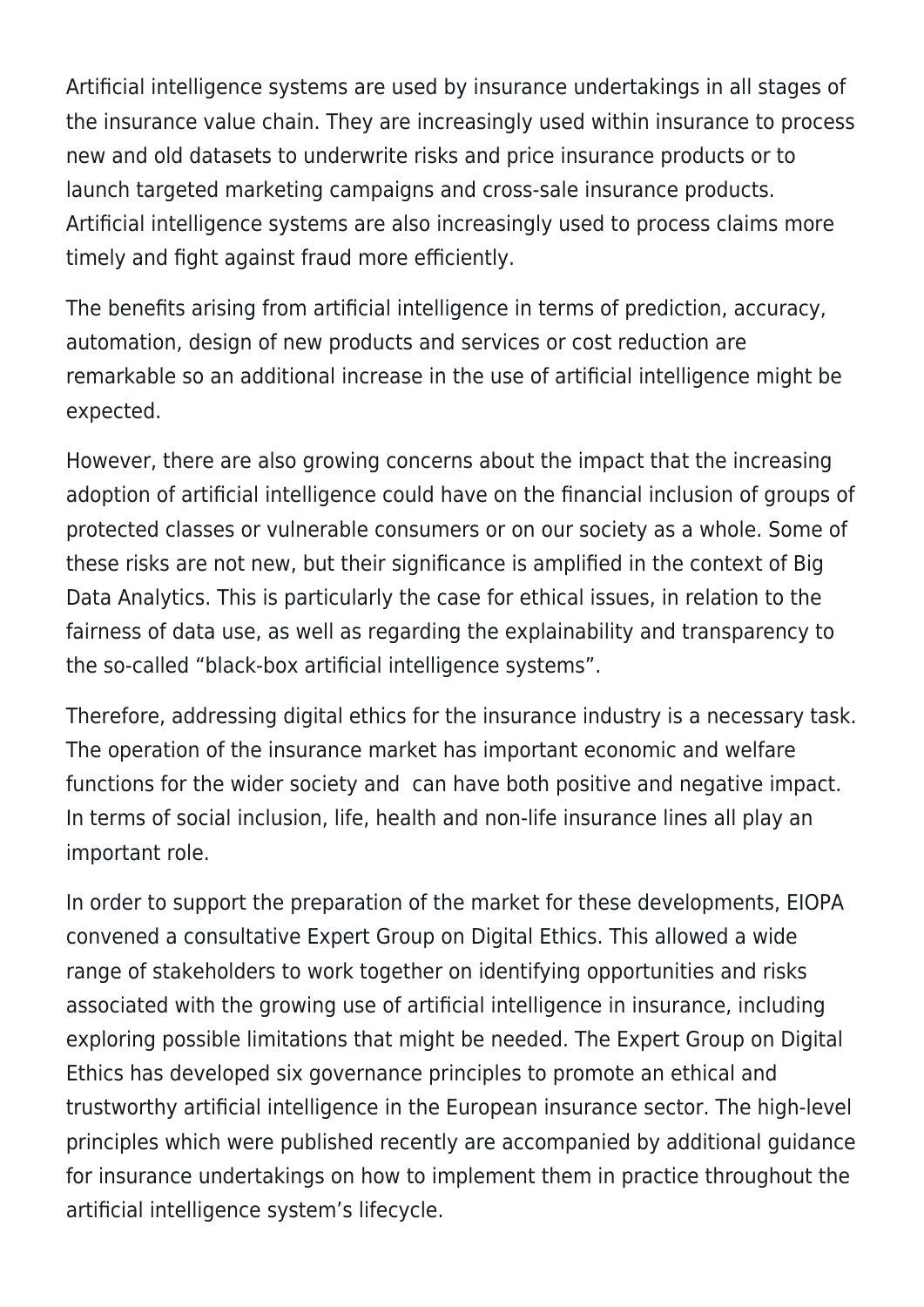Artificial intelligence systems are used by insurance undertakings in all stages of the insurance value chain. They are increasingly used within insurance to process new and old datasets to underwrite risks and price insurance products or to launch targeted marketing campaigns and cross-sale insurance products. Artificial intelligence systems are also increasingly used to process claims more timely and fight against fraud more efficiently.

The benefits arising from artificial intelligence in terms of prediction, accuracy, automation, design of new products and services or cost reduction are remarkable so an additional increase in the use of artificial intelligence might be expected.

However, there are also growing concerns about the impact that the increasing adoption of artificial intelligence could have on the financial inclusion of groups of protected classes or vulnerable consumers or on our society as a whole. Some of these risks are not new, but their significance is amplified in the context of Big Data Analytics. This is particularly the case for ethical issues, in relation to the fairness of data use, as well as regarding the explainability and transparency to the so-called "black-box artificial intelligence systems".

Therefore, addressing digital ethics for the insurance industry is a necessary task. The operation of the insurance market has important economic and welfare functions for the wider society and can have both positive and negative impact. In terms of social inclusion, life, health and non-life insurance lines all play an important role.

In order to support the preparation of the market for these developments, EIOPA convened a consultative Expert Group on Digital Ethics. This allowed a wide range of stakeholders to work together on identifying opportunities and risks associated with the growing use of artificial intelligence in insurance, including exploring possible limitations that might be needed. The Expert Group on Digital Ethics has developed six governance principles to promote an ethical and trustworthy artificial intelligence in the European insurance sector. The high-level principles which were published recently are accompanied by additional guidance for insurance undertakings on how to implement them in practice throughout the artificial intelligence system's lifecycle.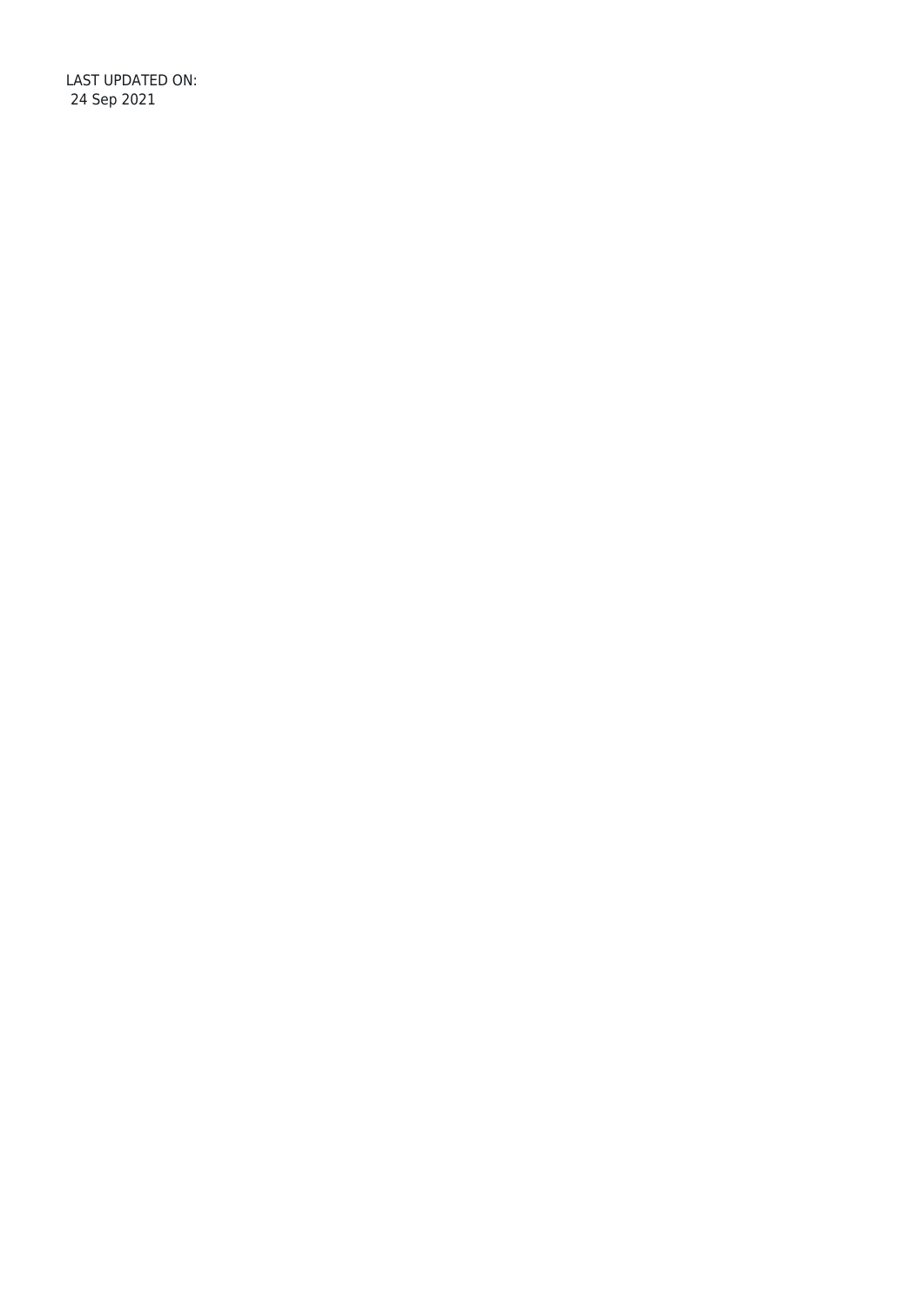LAST UPDATED ON:
24 Sep 2021